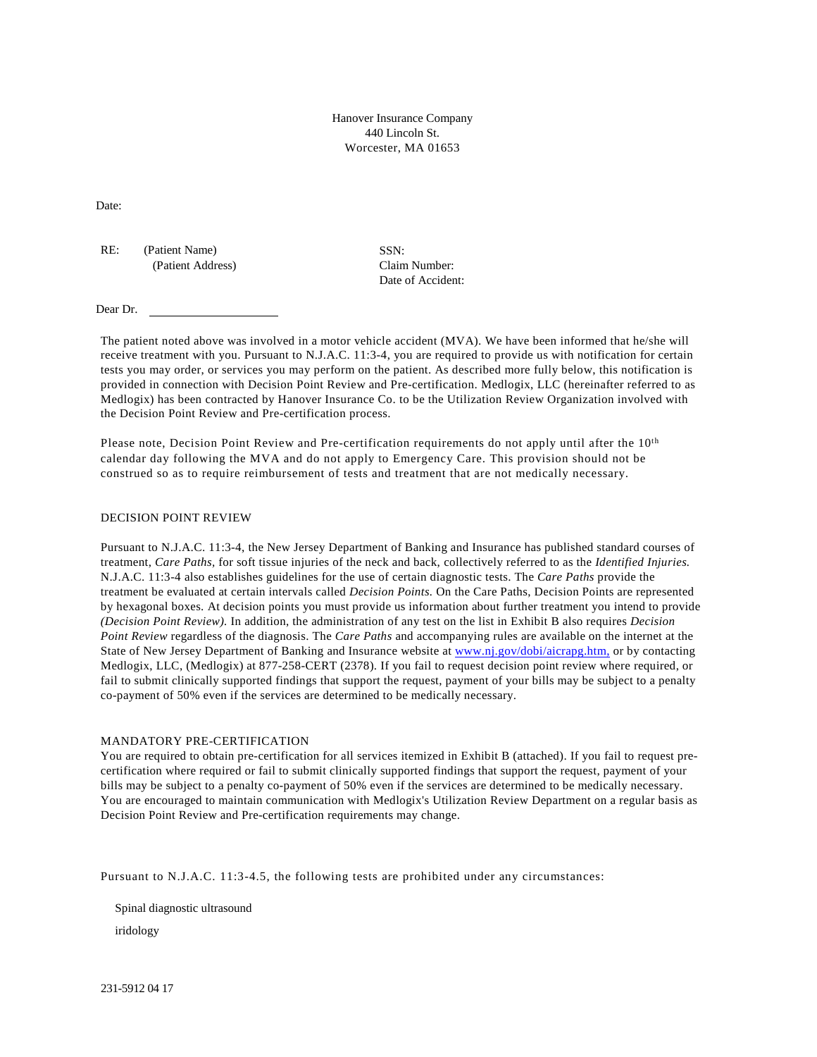Hanover Insurance Company
440 Lincoln St.
Worcester, MA 01653

Date:

RE: (Patient Name)
(Patient Address)

SSN:
Claim Number:
Date of Accident:

Dear Dr. \_\_\_\_\_\_\_\_\_\_\_\_\_\_\_\_\_\_\_\_

The patient noted above was involved in a motor vehicle accident (MVA). We have been informed that he/she will receive treatment with you. Pursuant to N.J.A.C. 11:3-4, you are required to provide us with notification for certain tests you may order, or services you may perform on the patient. As described more fully below, this notification is provided in connection with Decision Point Review and Pre-certification. Medlogix, LLC (hereinafter referred to as Medlogix) has been contracted by Hanover Insurance Co. to be the Utilization Review Organization involved with the Decision Point Review and Pre-certification process.

Please note, Decision Point Review and Pre-certification requirements do not apply until after the 10th calendar day following the MVA and do not apply to Emergency Care. This provision should not be construed so as to require reimbursement of tests and treatment that are not medically necessary.

DECISION POINT REVIEW

Pursuant to N.J.A.C. 11:3-4, the New Jersey Department of Banking and Insurance has published standard courses of treatment, *Care Paths*, for soft tissue injuries of the neck and back, collectively referred to as the *Identified Injuries.* N.J.A.C. 11:3-4 also establishes guidelines for the use of certain diagnostic tests. The *Care Paths* provide the treatment be evaluated at certain intervals called *Decision Points.* On the Care Paths, Decision Points are represented by hexagonal boxes. At decision points you must provide us information about further treatment you intend to provide *(Decision Point Review).* In addition, the administration of any test on the list in Exhibit B also requires *Decision Point Review* regardless of the diagnosis. The *Care Paths* and accompanying rules are available on the internet at the State of New Jersey Department of Banking and Insurance website at www.nj.gov/dobi/aicrapg.htm, or by contacting Medlogix, LLC, (Medlogix) at 877-258-CERT (2378). If you fail to request decision point review where required, or fail to submit clinically supported findings that support the request, payment of your bills may be subject to a penalty co-payment of 50% even if the services are determined to be medically necessary.

MANDATORY PRE-CERTIFICATION

You are required to obtain pre-certification for all services itemized in Exhibit B (attached). If you fail to request pre-certification where required or fail to submit clinically supported findings that support the request, payment of your bills may be subject to a penalty co-payment of 50% even if the services are determined to be medically necessary. You are encouraged to maintain communication with Medlogix's Utilization Review Department on a regular basis as Decision Point Review and Pre-certification requirements may change.

Pursuant to N.J.A.C. 11:3-4.5, the following tests are prohibited under any circumstances:

Spinal diagnostic ultrasound

iridology

231-5912 04 17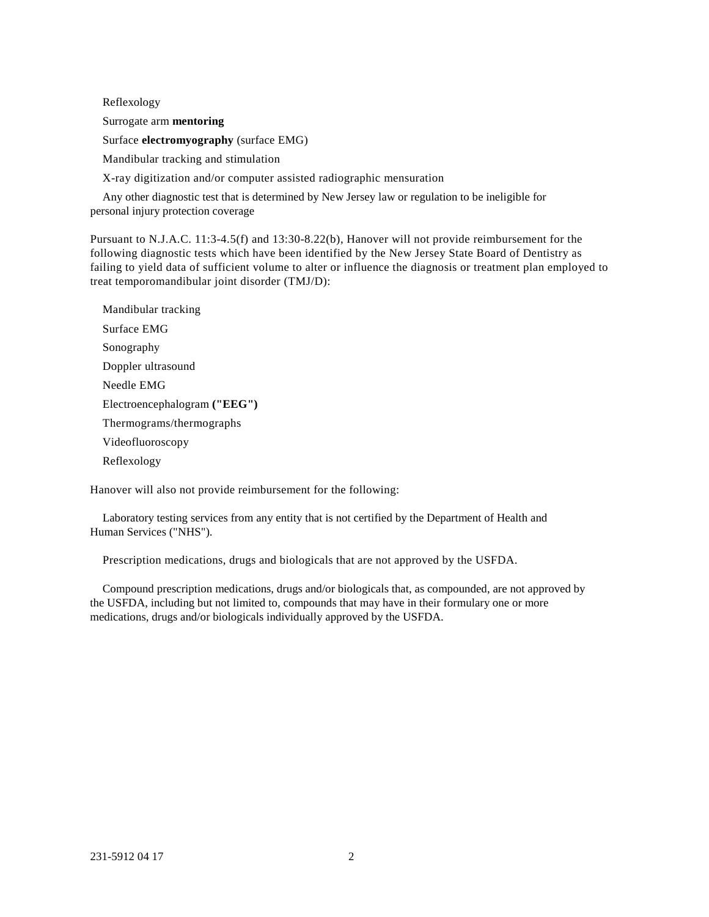Reflexology

Surrogate arm **mentoring**

Surface **electromyography** (surface EMG)

Mandibular tracking and stimulation

X-ray digitization and/or computer assisted radiographic mensuration

Any other diagnostic test that is determined by New Jersey law or regulation to be ineligible for personal injury protection coverage

Pursuant to N.J.A.C. 11:3-4.5(f) and 13:30-8.22(b), Hanover will not provide reimbursement for the following diagnostic tests which have been identified by the New Jersey State Board of Dentistry as failing to yield data of sufficient volume to alter or influence the diagnosis or treatment plan employed to treat temporomandibular joint disorder (TMJ/D):

Mandibular tracking

Surface EMG

Sonography

Doppler ultrasound

Needle EMG

Electroencephalogram **("EEG")**

Thermograms/thermographs

Videofluoroscopy

Reflexology

Hanover will also not provide reimbursement for the following:

Laboratory testing services from any entity that is not certified by the Department of Health and Human Services ("NHS").

Prescription medications, drugs and biologicals that are not approved by the USFDA.

Compound prescription medications, drugs and/or biologicals that, as compounded, are not approved by the USFDA, including but not limited to, compounds that may have in their formulary one or more medications, drugs and/or biologicals individually approved by the USFDA.

231-5912 04 17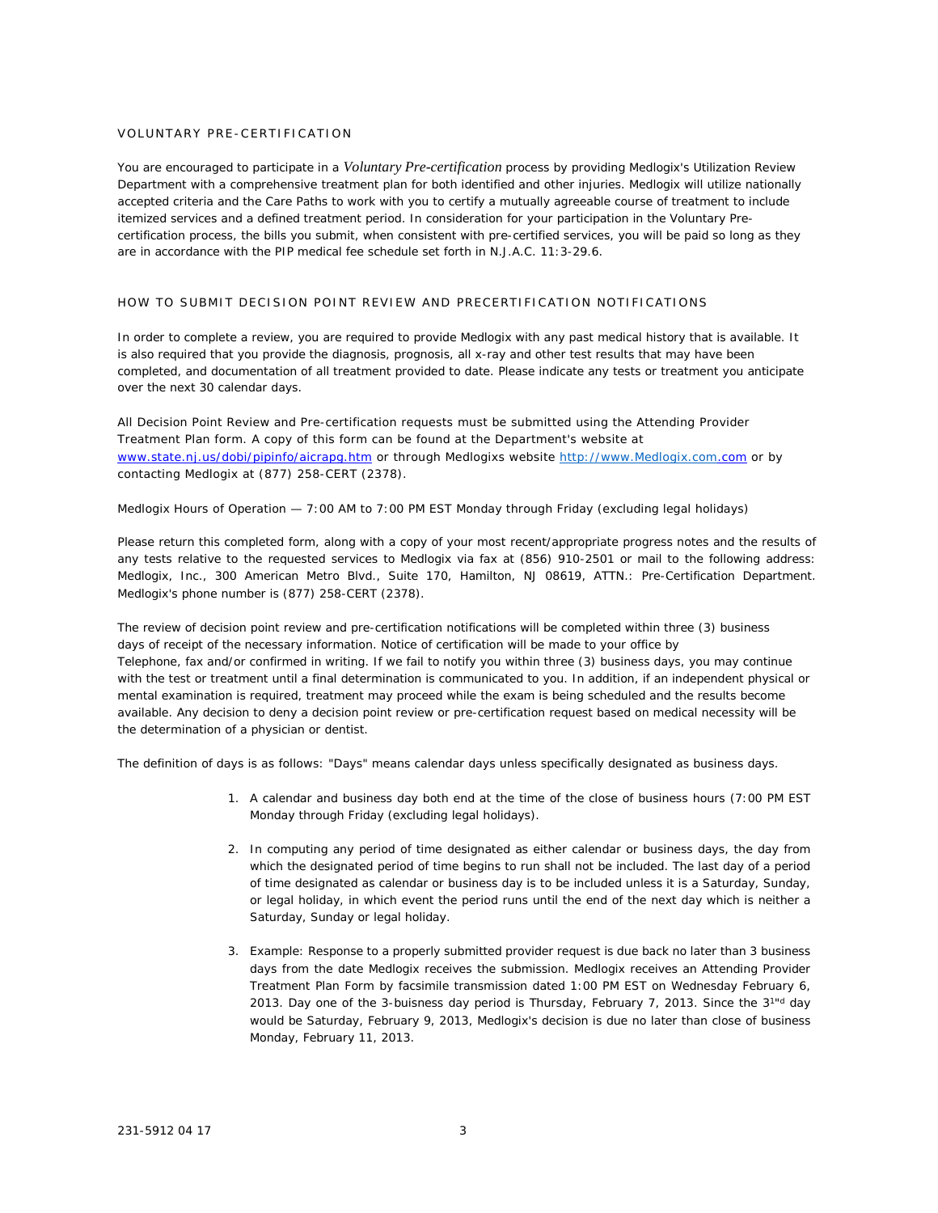## VOLUNTARY PRE-CERTIFICATION

You are encouraged to participate in a *Voluntary Pre-certification* process by providing Medlogix's Utilization Review Department with a comprehensive treatment plan for both identified and other injuries. Medlogix will utilize nationally accepted criteria and the Care Paths to work with you to certify a mutually agreeable course of treatment to include itemized services and a defined treatment period. In consideration for your participation in the Voluntary Pre-certification process, the bills you submit, when consistent with pre-certified services, you will be paid so long as they are in accordance with the PIP medical fee schedule set forth in N.J.A.C. 11:3-29.6.

## HOW TO SUBMIT DECISION POINT REVIEW AND PRECERTIFICATION NOTIFICATIONS

In order to complete a review, you are required to provide Medlogix with any past medical history that is available. It is also required that you provide the diagnosis, prognosis, all x-ray and other test results that may have been completed, and documentation of all treatment provided to date. Please indicate any tests or treatment you anticipate over the next 30 calendar days.

All Decision Point Review and Pre-certification requests must be submitted using the Attending Provider Treatment Plan form. A copy of this form can be found at the Department's website at www.state.nj.us/dobi/pipinfo/aicrapg.htm or through Medlogixs website http://www.Medlogix.com.com or by contacting Medlogix at (877) 258-CERT (2378).

Medlogix Hours of Operation — 7:00 AM to 7:00 PM EST Monday through Friday (excluding legal holidays)

Please return this completed form, along with a copy of your most recent/appropriate progress notes and the results of any tests relative to the requested services to Medlogix via fax at (856) 910-2501 or mail to the following address: Medlogix, Inc., 300 American Metro Blvd., Suite 170, Hamilton, NJ 08619, ATTN.: Pre-Certification Department. Medlogix's phone number is (877) 258-CERT (2378).

The review of decision point review and pre-certification notifications will be completed within three (3) business days of receipt of the necessary information. Notice of certification will be made to your office by Telephone, fax and/or confirmed in writing. If we fail to notify you within three (3) business days, you may continue with the test or treatment until a final determination is communicated to you. In addition, if an independent physical or mental examination is required, treatment may proceed while the exam is being scheduled and the results become available. Any decision to deny a decision point review or pre-certification request based on medical necessity will be the determination of a physician or dentist.

The definition of days is as follows: "Days" means calendar days unless specifically designated as business days.

1. A calendar and business day both end at the time of the close of business hours (7:00 PM EST Monday through Friday (excluding legal holidays).
2. In computing any period of time designated as either calendar or business days, the day from which the designated period of time begins to run shall not be included. The last day of a period of time designated as calendar or business day is to be included unless it is a Saturday, Sunday, or legal holiday, in which event the period runs until the end of the next day which is neither a Saturday, Sunday or legal holiday.
3. Example: Response to a properly submitted provider request is due back no later than 3 business days from the date Medlogix receives the submission. Medlogix receives an Attending Provider Treatment Plan Form by facsimile transmission dated 1:00 PM EST on Wednesday February 6, 2013. Day one of the 3-buisness day period is Thursday, February 7, 2013. Since the 3[rd] day would be Saturday, February 9, 2013, Medlogix's decision is due no later than close of business Monday, February 11, 2013.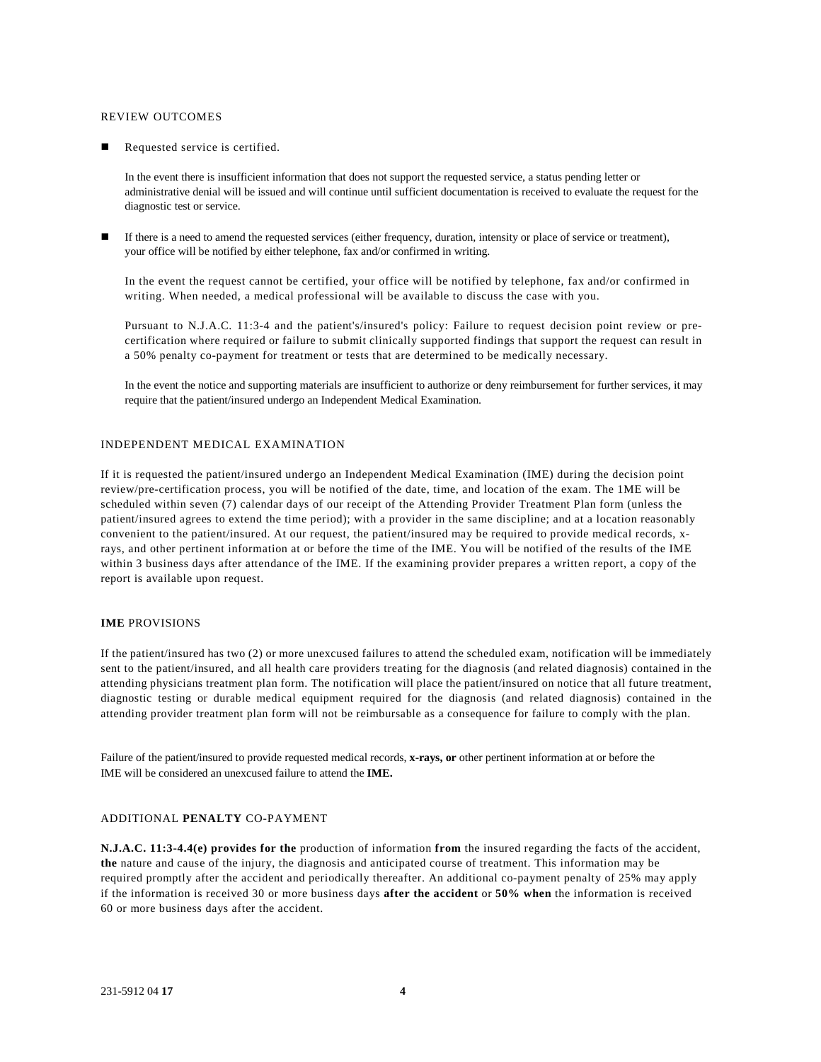## REVIEW OUTCOMES

- Requested service is certified.

  In the event there is insufficient information that does not support the requested service, a status pending letter or administrative denial will be issued and will continue until sufficient documentation is received to evaluate the request for the diagnostic test or service.

- If there is a need to amend the requested services (either frequency, duration, intensity or place of service or treatment), your office will be notified by either telephone, fax and/or confirmed in writing.

  In the event the request cannot be certified, your office will be notified by telephone, fax and/or confirmed in writing. When needed, a medical professional will be available to discuss the case with you.

  Pursuant to N.J.A.C. 11:3-4 and the patient's/insured's policy: Failure to request decision point review or pre-certification where required or failure to submit clinically supported findings that support the request can result in a 50% penalty co-payment for treatment or tests that are determined to be medically necessary.

  In the event the notice and supporting materials are insufficient to authorize or deny reimbursement for further services, it may require that the patient/insured undergo an Independent Medical Examination.

## INDEPENDENT MEDICAL EXAMINATION

If it is requested the patient/insured undergo an Independent Medical Examination (IME) during the decision point review/pre-certification process, you will be notified of the date, time, and location of the exam. The 1ME will be scheduled within seven (7) calendar days of our receipt of the Attending Provider Treatment Plan form (unless the patient/insured agrees to extend the time period); with a provider in the same discipline; and at a location reasonably convenient to the patient/insured. At our request, the patient/insured may be required to provide medical records, x-rays, and other pertinent information at or before the time of the IME. You will be notified of the results of the IME within 3 business days after attendance of the IME. If the examining provider prepares a written report, a copy of the report is available upon request.

## **IME** PROVISIONS

If the patient/insured has two (2) or more unexcused failures to attend the scheduled exam, notification will be immediately sent to the patient/insured, and all health care providers treating for the diagnosis (and related diagnosis) contained in the attending physicians treatment plan form. The notification will place the patient/insured on notice that all future treatment, diagnostic testing or durable medical equipment required for the diagnosis (and related diagnosis) contained in the attending provider treatment plan form will not be reimbursable as a consequence for failure to comply with the plan.

Failure of the patient/insured to provide requested medical records, **x-rays, or** other pertinent information at or before the IME will be considered an unexcused failure to attend the **IME.**

## ADDITIONAL **PENALTY** CO-PAYMENT

**N.J.A.C. 11:3-4.4(e) provides for the** production of information **from** the insured regarding the facts of the accident, **the** nature and cause of the injury, the diagnosis and anticipated course of treatment. This information may be required promptly after the accident and periodically thereafter. An additional co-payment penalty of 25% may apply if the information is received 30 or more business days **after the accident** or **50% when** the information is received 60 or more business days after the accident.

231-5912 04 **17**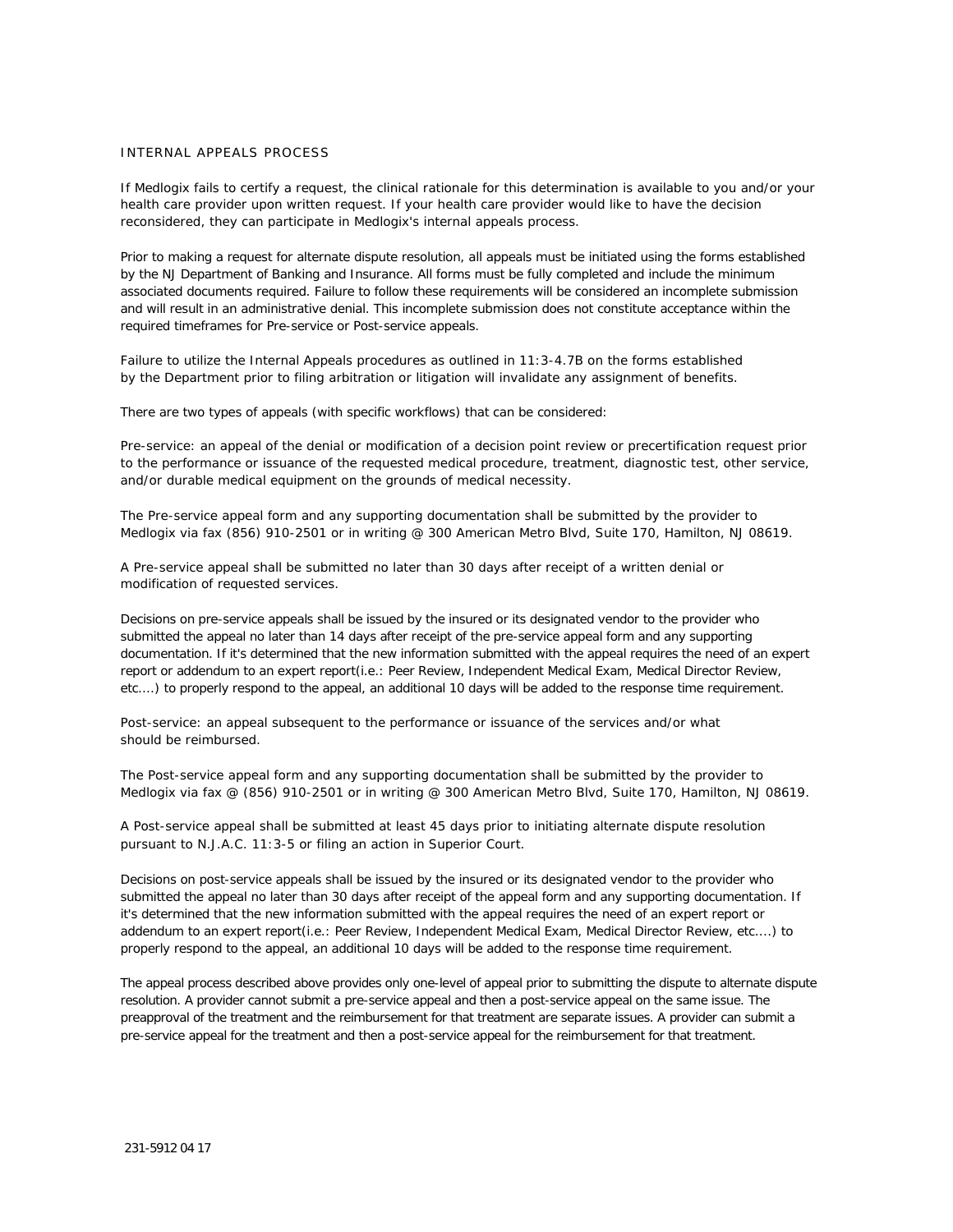## INTERNAL APPEALS PROCESS

If Medlogix fails to certify a request, the clinical rationale for this determination is available to you and/or your health care provider upon written request. If your health care provider would like to have the decision reconsidered, they can participate in Medlogix's internal appeals process.

Prior to making a request for alternate dispute resolution, all appeals must be initiated using the forms established by the NJ Department of Banking and Insurance. All forms must be fully completed and include the minimum associated documents required. Failure to follow these requirements will be considered an incomplete submission and will result in an administrative denial. This incomplete submission does not constitute acceptance within the required timeframes for Pre-service or Post-service appeals.

Failure to utilize the Internal Appeals procedures as outlined in 11:3-4.7B on the forms established by the Department prior to filing arbitration or litigation will invalidate any assignment of benefits.

There are two types of appeals (with specific workflows) that can be considered:

Pre-service: an appeal of the denial or modification of a decision point review or precertification request prior to the performance or issuance of the requested medical procedure, treatment, diagnostic test, other service, and/or durable medical equipment on the grounds of medical necessity.

The Pre-service appeal form and any supporting documentation shall be submitted by the provider to Medlogix via fax (856) 910-2501 or in writing @ 300 American Metro Blvd, Suite 170, Hamilton, NJ 08619.

A Pre-service appeal shall be submitted no later than 30 days after receipt of a written denial or modification of requested services.

Decisions on pre-service appeals shall be issued by the insured or its designated vendor to the provider who submitted the appeal no later than 14 days after receipt of the pre-service appeal form and any supporting documentation. If it's determined that the new information submitted with the appeal requires the need of an expert report or addendum to an expert report(i.e.: Peer Review, Independent Medical Exam, Medical Director Review, etc....) to properly respond to the appeal, an additional 10 days will be added to the response time requirement.

Post-service: an appeal subsequent to the performance or issuance of the services and/or what should be reimbursed.

The Post-service appeal form and any supporting documentation shall be submitted by the provider to Medlogix via fax @ (856) 910-2501 or in writing @ 300 American Metro Blvd, Suite 170, Hamilton, NJ 08619.

A Post-service appeal shall be submitted at least 45 days prior to initiating alternate dispute resolution pursuant to N.J.A.C. 11:3-5 or filing an action in Superior Court.

Decisions on post-service appeals shall be issued by the insured or its designated vendor to the provider who submitted the appeal no later than 30 days after receipt of the appeal form and any supporting documentation. If it's determined that the new information submitted with the appeal requires the need of an expert report or addendum to an expert report(i.e.: Peer Review, Independent Medical Exam, Medical Director Review, etc....) to properly respond to the appeal, an additional 10 days will be added to the response time requirement.

The appeal process described above provides only one-level of appeal prior to submitting the dispute to alternate dispute resolution. A provider cannot submit a pre-service appeal and then a post-service appeal on the same issue. The preapproval of the treatment and the reimbursement for that treatment are separate issues. A provider can submit a pre-service appeal for the treatment and then a post-service appeal for the reimbursement for that treatment.

231-5912 04 17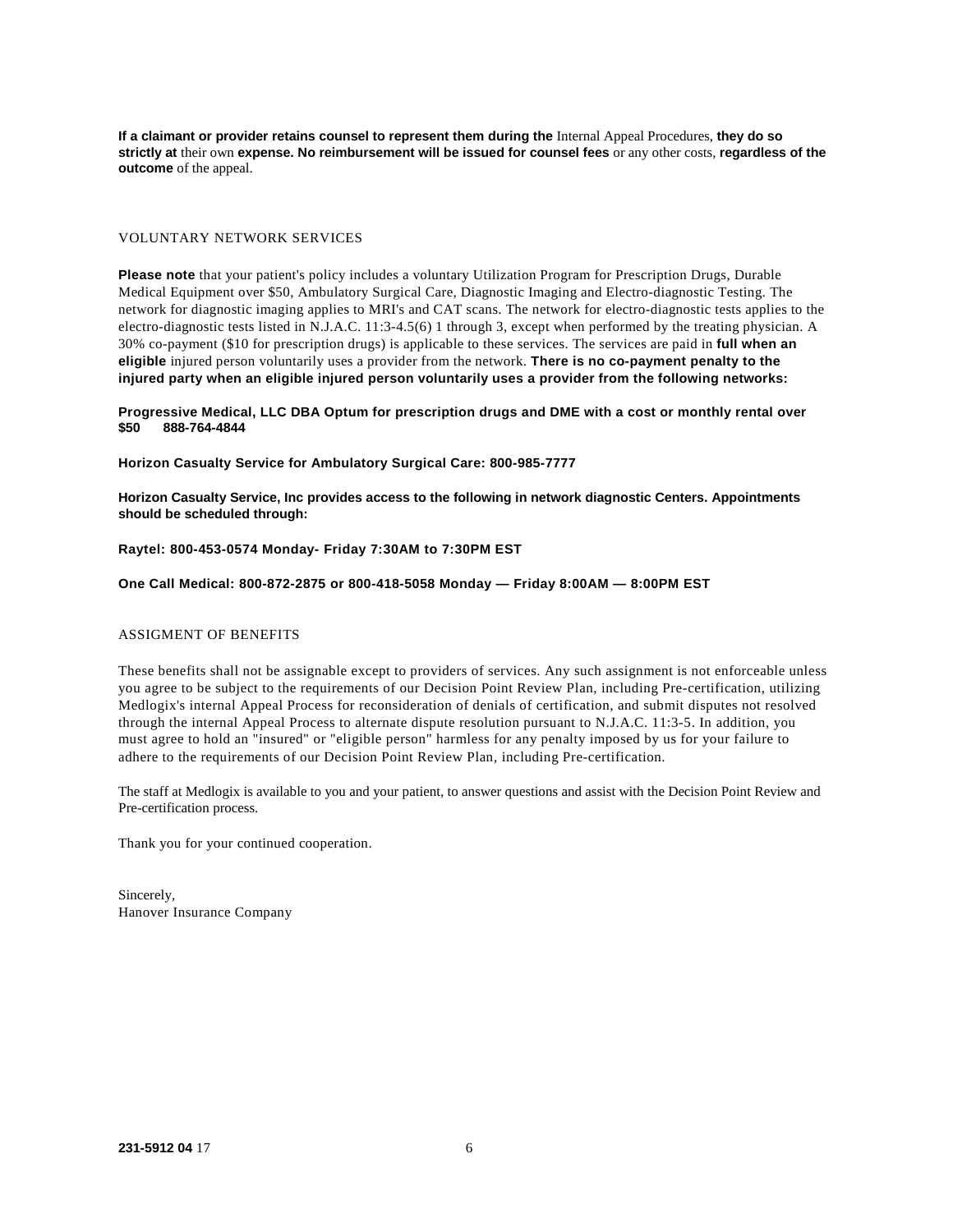**If a claimant or provider retains counsel to represent them during the** Internal Appeal Procedures, **they do so strictly at** their own **expense. No reimbursement will be issued for counsel fees** or any other costs, **regardless of the outcome** of the appeal.

## VOLUNTARY NETWORK SERVICES

**Please note** that your patient's policy includes a voluntary Utilization Program for Prescription Drugs, Durable Medical Equipment over $50, Ambulatory Surgical Care, Diagnostic Imaging and Electro-diagnostic Testing. The network for diagnostic imaging applies to MRI's and CAT scans. The network for electro-diagnostic tests applies to the electro-diagnostic tests listed in N.J.A.C. 11:3-4.5(6) 1 through 3, except when performed by the treating physician. A 30% co-payment ($10 for prescription drugs) is applicable to these services. The services are paid in **full when an eligible** injured person voluntarily uses a provider from the network. **There is no co-payment penalty to the injured party when an eligible injured person voluntarily uses a provider from the following networks:**

**Progressive Medical, LLC DBA Optum for prescription drugs and DME with a cost or monthly rental over $50 888-764-4844**

**Horizon Casualty Service for Ambulatory Surgical Care: 800-985-7777**

**Horizon Casualty Service, Inc provides access to the following in network diagnostic Centers. Appointments should be scheduled through:**

**Raytel: 800-453-0574 Monday- Friday 7:30AM to 7:30PM EST**

**One Call Medical: 800-872-2875 or 800-418-5058 Monday — Friday 8:00AM — 8:00PM EST**

## ASSIGMENT OF BENEFITS

These benefits shall not be assignable except to providers of services. Any such assignment is not enforceable unless you agree to be subject to the requirements of our Decision Point Review Plan, including Pre-certification, utilizing Medlogix's internal Appeal Process for reconsideration of denials of certification, and submit disputes not resolved through the internal Appeal Process to alternate dispute resolution pursuant to N.J.A.C. 11:3-5. In addition, you must agree to hold an "insured" or "eligible person" harmless for any penalty imposed by us for your failure to adhere to the requirements of our Decision Point Review Plan, including Pre-certification.

The staff at Medlogix is available to you and your patient, to answer questions and assist with the Decision Point Review and Pre-certification process.

Thank you for your continued cooperation.

Sincerely,
Hanover Insurance Company

**231-5912 04** 17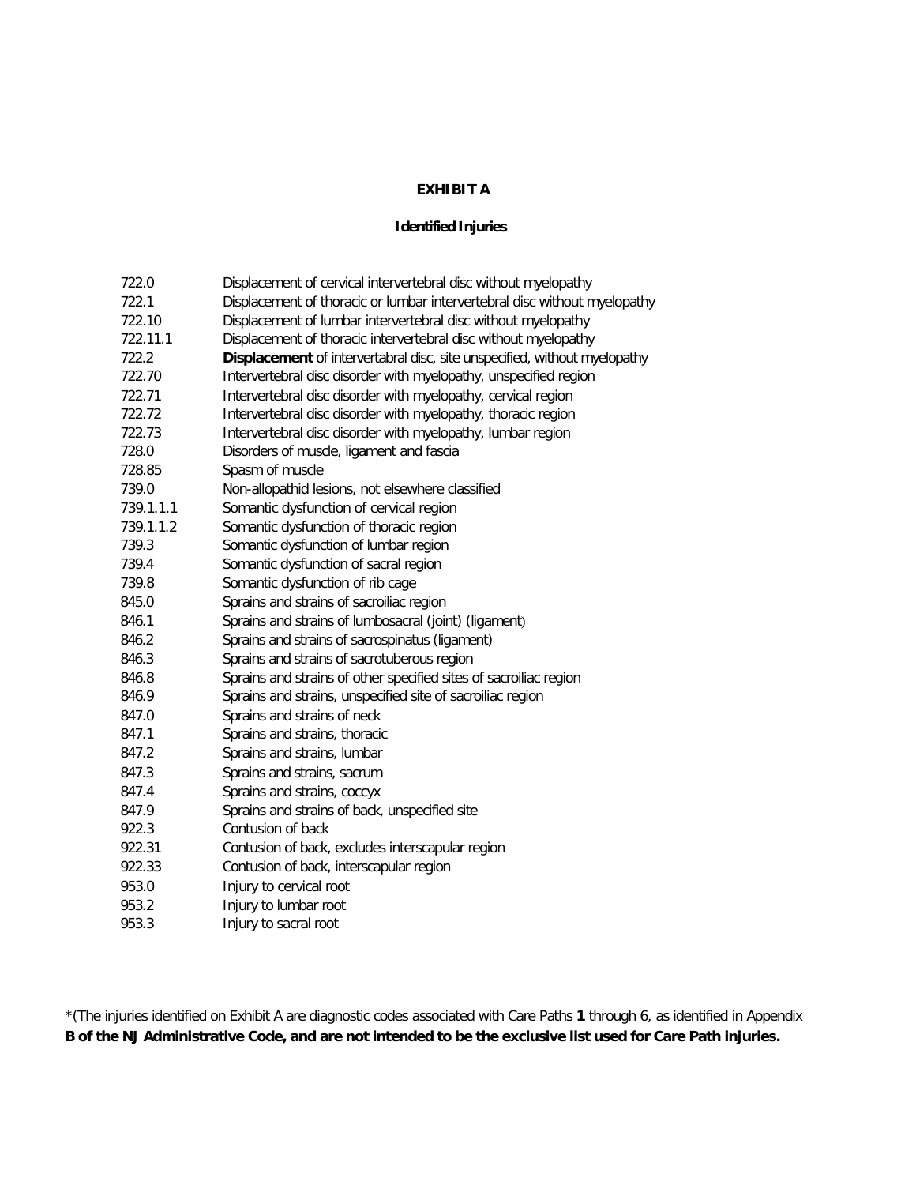**EXHIBIT A**

**Identified Injuries**

| | |
|---|---|
| 722.0 | Displacement of cervical intervertebral disc without myelopathy |
| 722.1 | Displacement of thoracic or lumbar intervertebral disc without myelopathy |
| 722.10 | Displacement of lumbar intervertebral disc without myelopathy |
| 722.11.1 | Displacement of thoracic intervertebral disc without myelopathy |
| 722.2 | **Displacement** of intervertabral disc, site unspecified, without myelopathy |
| 722.70 | Intervertebral disc disorder with myelopathy, unspecified region |
| 722.71 | Intervertebral disc disorder with myelopathy, cervical region |
| 722.72 | Intervertebral disc disorder with myelopathy, thoracic region |
| 722.73 | Intervertebral disc disorder with myelopathy, lumbar region |
| 728.0 | Disorders of muscle, ligament and fascia |
| 728.85 | Spasm of muscle |
| 739.0 | Non-allopathid lesions, not elsewhere classified |
| 739.1.1.1 | Somantic dysfunction of cervical region |
| 739.1.1.2 | Somantic dysfunction of thoracic region |
| 739.3 | Somantic dysfunction of lumbar region |
| 739.4 | Somantic dysfunction of sacral region |
| 739.8 | Somantic dysfunction of rib cage |
| 845.0 | Sprains and strains of sacroiliac region |
| 846.1 | Sprains and strains of lumbosacral (joint) (ligament) |
| 846.2 | Sprains and strains of sacrospinatus (ligament) |
| 846.3 | Sprains and strains of sacrotuberous region |
| 846.8 | Sprains and strains of other specified sites of sacroiliac region |
| 846.9 | Sprains and strains, unspecified site of sacroiliac region |
| 847.0 | Sprains and strains of neck |
| 847.1 | Sprains and strains, thoracic |
| 847.2 | Sprains and strains, lumbar |
| 847.3 | Sprains and strains, sacrum |
| 847.4 | Sprains and strains, coccyx |
| 847.9 | Sprains and strains of back, unspecified site |
| 922.3 | Contusion of back |
| 922.31 | Contusion of back, excludes interscapular region |
| 922.33 | Contusion of back, interscapular region |
| 953.0 | Injury to cervical root |
| 953.2 | Injury to lumbar root |
| 953.3 | Injury to sacral root |

*(The injuries identified on Exhibit A are diagnostic codes associated with Care Paths **1** through 6, as identified in Appendix **B of the NJ Administrative Code, and are not intended to be the exclusive list used for Care Path injuries.**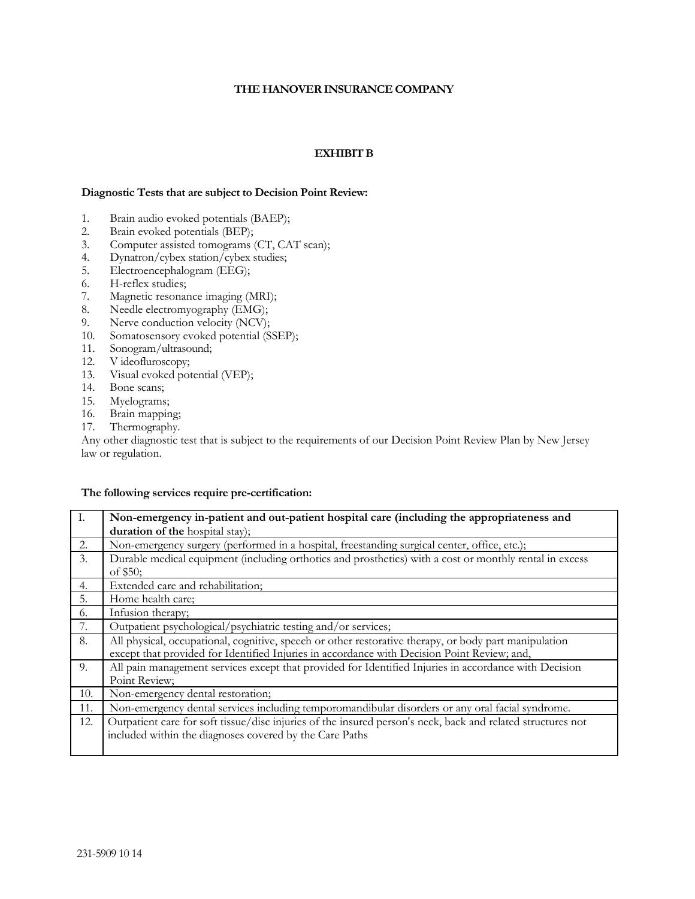**THE HANOVER INSURANCE COMPANY**

**EXHIBIT B**

**Diagnostic Tests that are subject to Decision Point Review:**

1. Brain audio evoked potentials (BAEP);
2. Brain evoked potentials (BEP);
3. Computer assisted tomograms (CT, CAT scan);
4. Dynatron/cybex station/cybex studies;
5. Electroencephalogram (EEG);
6. H-reflex studies;
7. Magnetic resonance imaging (MRI);
8. Needle electromyography (EMG);
9. Nerve conduction velocity (NCV);
10. Somatosensory evoked potential (SSEP);
11. Sonogram/ultrasound;
12. V ideofluroscopy;
13. Visual evoked potential (VEP);
14. Bone scans;
15. Myelograms;
16. Brain mapping;
17. Thermography.

Any other diagnostic test that is subject to the requirements of our Decision Point Review Plan by New Jersey law or regulation.

**The following services require pre-certification:**

| | |
|---|---|
| I. | **Non-emergency in-patient and out-patient hospital care (including the appropriateness and duration of the** hospital stay); |
| 2. | Non-emergency surgery (performed in a hospital, freestanding surgical center, office, etc.); |
| 3. | Durable medical equipment (including orthotics and prosthetics) with a cost or monthly rental in excess of $50; |
| 4. | Extended care and rehabilitation; |
| 5. | Home health care; |
| 6. | Infusion therapy; |
| 7. | Outpatient psychological/psychiatric testing and/or services; |
| 8. | All physical, occupational, cognitive, speech or other restorative therapy, or body part manipulation except that provided for Identified Injuries in accordance with Decision Point Review; and, |
| 9. | All pain management services except that provided for Identified Injuries in accordance with Decision Point Review; |
| 10. | Non-emergency dental restoration; |
| 11. | Non-emergency dental services including temporomandibular disorders or any oral facial syndrome. |
| 12. | Outpatient care for soft tissue/disc injuries of the insured person's neck, back and related structures not included within the diagnoses covered by the Care Paths |

231-5909 10 14